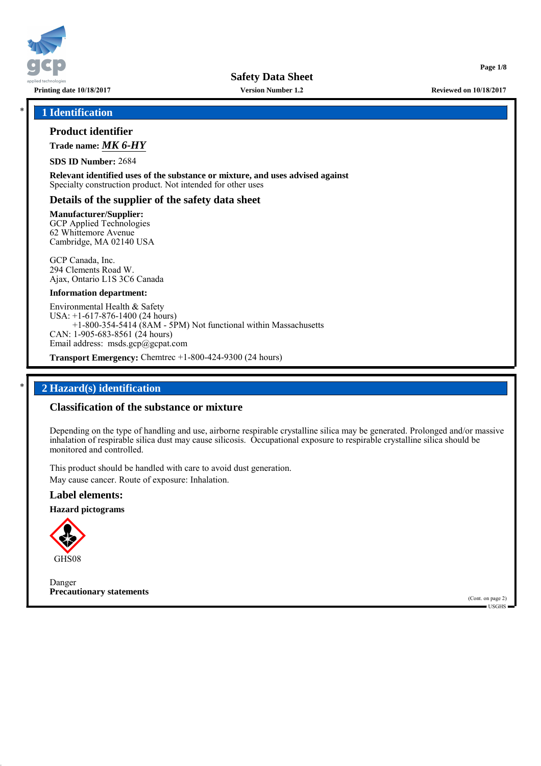# Safety Data Sheet

**Printing date 10/18/2017** **Version Number 1.2** **Reviewed on 10/18/2017**

## 1 Identification

### Product identifier

**Trade name:** ***MK 6-HY***

**SDS ID Number:** 2684

**Relevant identified uses of the substance or mixture, and uses advised against**
Specialty construction product. Not intended for other uses

### Details of the supplier of the safety data sheet

**Manufacturer/Supplier:**
GCP Applied Technologies
62 Whittemore Avenue
Cambridge, MA 02140 USA

GCP Canada, Inc.
294 Clements Road W.
Ajax, Ontario L1S 3C6 Canada

**Information department:**

Environmental Health & Safety
USA: +1-617-876-1400 (24 hours)
+1-800-354-5414 (8AM - 5PM) Not functional within Massachusetts
CAN: 1-905-683-8561 (24 hours)
Email address: msds.gcp@gcpat.com

**Transport Emergency:** Chemtrec +1-800-424-9300 (24 hours)

## 2 Hazard(s) identification

### Classification of the substance or mixture

Depending on the type of handling and use, airborne respirable crystalline silica may be generated. Prolonged and/or massive inhalation of respirable silica dust may cause silicosis. Occupational exposure to respirable crystalline silica should be monitored and controlled.

This product should be handled with care to avoid dust generation.
May cause cancer. Route of exposure: Inhalation.

### Label elements:

**Hazard pictograms**

GHS08

Danger
**Precautionary statements**

(Cont. on page 2)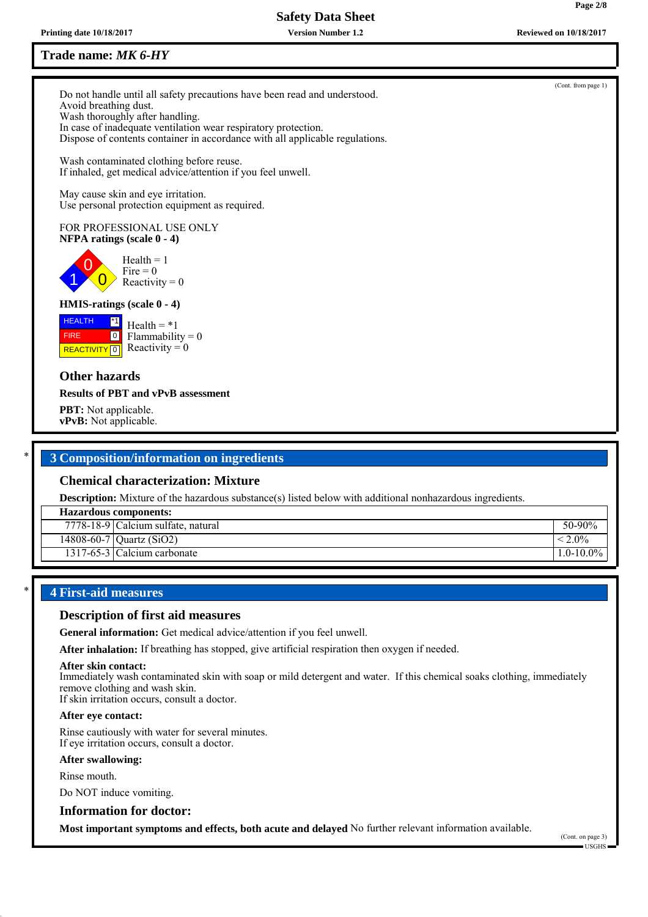**Trade name: *MK 6-HY***

(Cont. from page 1)

Do not handle until all safety precautions have been read and understood.
Avoid breathing dust.
Wash thoroughly after handling.
In case of inadequate ventilation wear respiratory protection.
Dispose of contents container in accordance with all applicable regulations.

Wash contaminated clothing before reuse.
If inhaled, get medical advice/attention if you feel unwell.

May cause skin and eye irritation.
Use personal protection equipment as required.

FOR PROFESSIONAL USE ONLY

**NFPA ratings (scale 0 - 4)**

Health = 1
Fire = 0
Reactivity = 0

**HMIS-ratings (scale 0 - 4)**

| | |
|---|---|
| HEALTH | *1 |
| FIRE | 0 |
| REACTIVITY | 0 |

Health = *1
Flammability = 0
Reactivity = 0

## Other hazards

**Results of PBT and vPvB assessment**

**PBT:** Not applicable.
**vPvB:** Not applicable.

## * 3 Composition/information on ingredients

### Chemical characterization: Mixture

**Description:** Mixture of the hazardous substance(s) listed below with additional nonhazardous ingredients.

| Hazardous components: | | |
|---|---|---|
| 7778-18-9 | Calcium sulfate, natural | 50-90% |
| 14808-60-7 | Quartz ($SiO_2$) | < 2.0% |
| 1317-65-3 | Calcium carbonate | 1.0-10.0% |

## * 4 First-aid measures

### Description of first aid measures

**General information:** Get medical advice/attention if you feel unwell.

**After inhalation:** If breathing has stopped, give artificial respiration then oxygen if needed.

**After skin contact:**
Immediately wash contaminated skin with soap or mild detergent and water. If this chemical soaks clothing, immediately remove clothing and wash skin.
If skin irritation occurs, consult a doctor.

**After eye contact:**

Rinse cautiously with water for several minutes.
If eye irritation occurs, consult a doctor.

**After swallowing:**

Rinse mouth.

Do NOT induce vomiting.

### Information for doctor:

**Most important symptoms and effects, both acute and delayed** No further relevant information available.

(Cont. on page 3)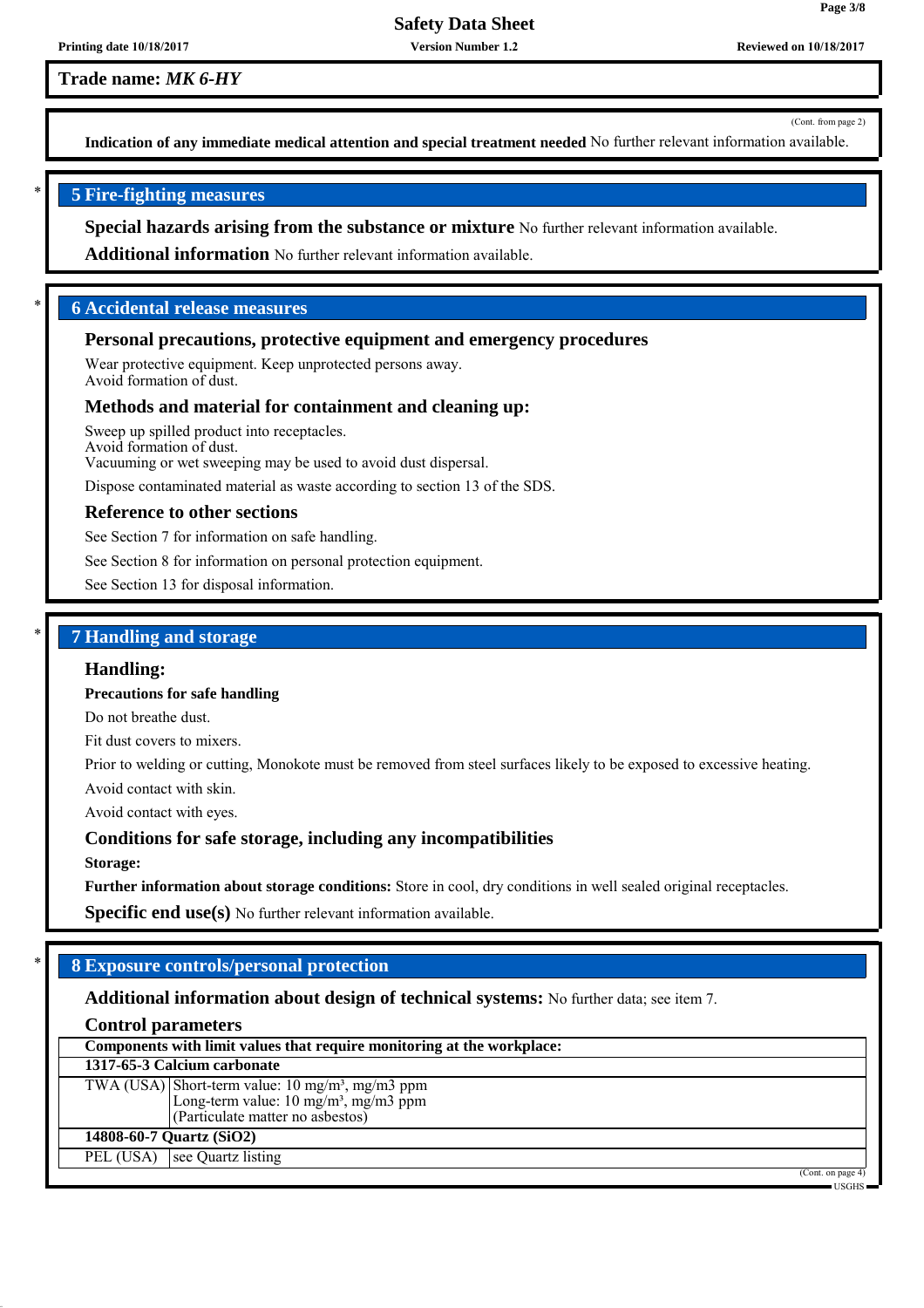**Trade name:** ***MK 6-HY***

(Cont. from page 2)

**Indication of any immediate medical attention and special treatment needed** No further relevant information available.

## 5 Fire-fighting measures

**Special hazards arising from the substance or mixture** No further relevant information available.

**Additional information** No further relevant information available.

## 6 Accidental release measures

### Personal precautions, protective equipment and emergency procedures

Wear protective equipment. Keep unprotected persons away.
Avoid formation of dust.

### Methods and material for containment and cleaning up:

Sweep up spilled product into receptacles.
Avoid formation of dust.
Vacuuming or wet sweeping may be used to avoid dust dispersal.

Dispose contaminated material as waste according to section 13 of the SDS.

### Reference to other sections

See Section 7 for information on safe handling.

See Section 8 for information on personal protection equipment.

See Section 13 for disposal information.

## 7 Handling and storage

### Handling:

**Precautions for safe handling**

Do not breathe dust.

Fit dust covers to mixers.

Prior to welding or cutting, Monokote must be removed from steel surfaces likely to be exposed to excessive heating.

Avoid contact with skin.

Avoid contact with eyes.

### Conditions for safe storage, including any incompatibilities

**Storage:**

**Further information about storage conditions:** Store in cool, dry conditions in well sealed original receptacles.

**Specific end use(s)** No further relevant information available.

## 8 Exposure controls/personal protection

**Additional information about design of technical systems:** No further data; see item 7.

### Control parameters

| Components with limit values that require monitoring at the workplace: | |
|---|---|
| **1317-65-3 Calcium carbonate** | |
| TWA (USA) | Short-term value: 10 mg/m³, mg/m3 ppm<br>Long-term value: 10 mg/m³, mg/m3 ppm<br>(Particulate matter no asbestos) |
| **14808-60-7 Quartz ($SiO_2$)** | |
| PEL (USA) | see Quartz listing |

(Cont. on page 4)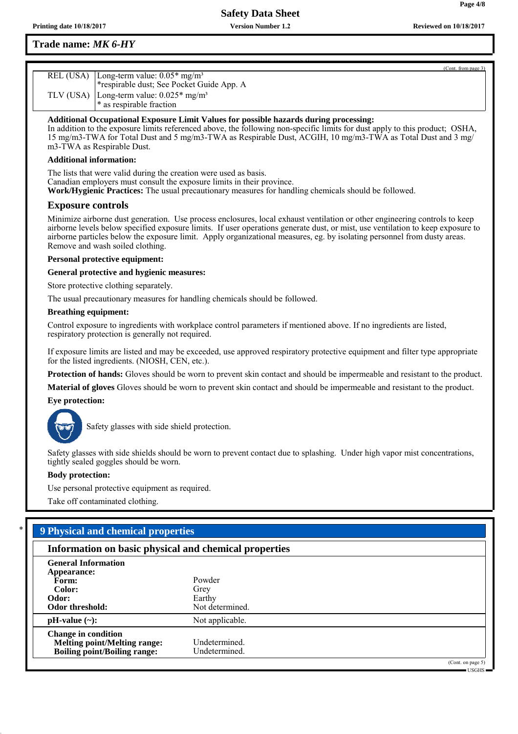(Cont. from page 3)

| | |
|---|---|
| REL (USA) | Long-term value: 0.05* mg/m³<br>*respirable dust; See Pocket Guide App. A |
| TLV (USA) | Long-term value: 0.025* mg/m³<br>* as respirable fraction |

**Additional Occupational Exposure Limit Values for possible hazards during processing:**
In addition to the exposure limits referenced above, the following non-specific limits for dust apply to this product; OSHA, 15 mg/m3-TWA for Total Dust and 5 mg/m3-TWA as Respirable Dust, ACGIH, 10 mg/m3-TWA as Total Dust and 3 mg/m3-TWA as Respirable Dust.

**Additional information:**

The lists that were valid during the creation were used as basis.
Canadian employers must consult the exposure limits in their province.
**Work/Hygienic Practices:** The usual precautionary measures for handling chemicals should be followed.

## Exposure controls

Minimize airborne dust generation. Use process enclosures, local exhaust ventilation or other engineering controls to keep airborne levels below specified exposure limits. If user operations generate dust, or mist, use ventilation to keep exposure to airborne particles below the exposure limit. Apply organizational measures, eg. by isolating personnel from dusty areas. Remove and wash soiled clothing.

**Personal protective equipment:**

**General protective and hygienic measures:**

Store protective clothing separately.

The usual precautionary measures for handling chemicals should be followed.

**Breathing equipment:**

Control exposure to ingredients with workplace control parameters if mentioned above. If no ingredients are listed, respiratory protection is generally not required.

If exposure limits are listed and may be exceeded, use approved respiratory protective equipment and filter type appropriate for the listed ingredients. (NIOSH, CEN, etc.).

**Protection of hands:** Gloves should be worn to prevent skin contact and should be impermeable and resistant to the product.

**Material of gloves** Gloves should be worn to prevent skin contact and should be impermeable and resistant to the product.

**Eye protection:**

Safety glasses with side shield protection.

Safety glasses with side shields should be worn to prevent contact due to splashing. Under high vapor mist concentrations, tightly sealed goggles should be worn.

**Body protection:**

Use personal protective equipment as required.

Take off contaminated clothing.

## * 9 Physical and chemical properties

### Information on basic physical and chemical properties

| | |
|---|---|
| **General Information** | |
| **Appearance:** | |
| **Form:** | Powder |
| **Color:** | Grey |
| **Odor:** | Earthy |
| **Odor threshold:** | Not determined. |
| **pH-value (~):** | Not applicable. |
| **Change in condition** | |
| **Melting point/Melting range:** | Undetermined. |
| **Boiling point/Boiling range:** | Undetermined. |

(Cont. on page 5)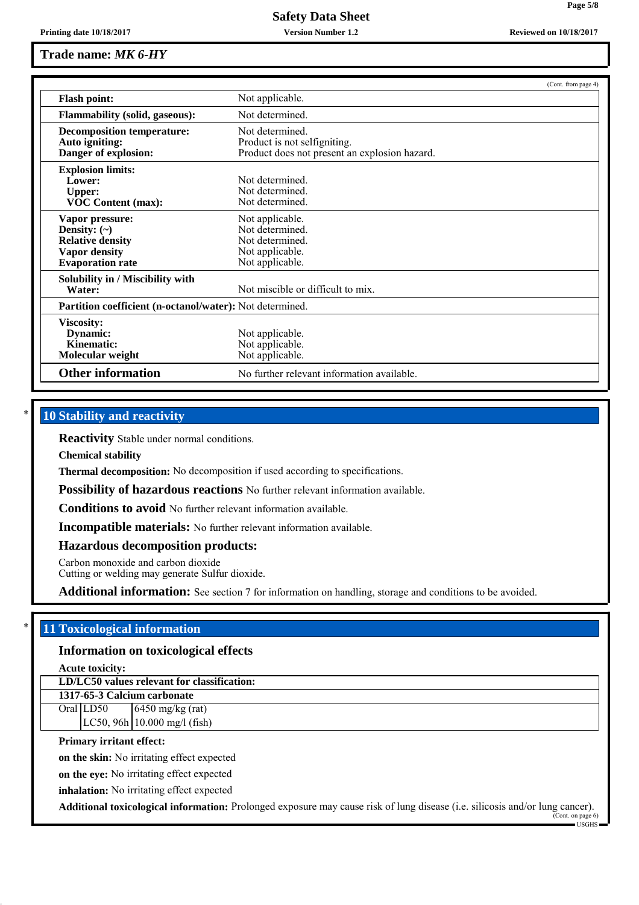**Trade name: *MK 6-HY***

(Cont. from page 4)

| | |
|---|---|
| **Flash point:** | Not applicable. |
| **Flammability (solid, gaseous):** | Not determined. |
| **Decomposition temperature:** | Not determined. |
| **Auto igniting:** | Product is not selfigniting. |
| **Danger of explosion:** | Product does not present an explosion hazard. |
| **Explosion limits:** | |
| **Lower:** | Not determined. |
| **Upper:** | Not determined. |
| **VOC Content (max):** | Not determined. |
| **Vapor pressure:** | Not applicable. |
| **Density: (~)** | Not determined. |
| **Relative density** | Not determined. |
| **Vapor density** | Not applicable. |
| **Evaporation rate** | Not applicable. |
| **Solubility in / Miscibility with Water:** | Not miscible or difficult to mix. |
| **Partition coefficient (n-octanol/water):** | Not determined. |
| **Viscosity:** | |
| **Dynamic:** | Not applicable. |
| **Kinematic:** | Not applicable. |
| **Molecular weight** | Not applicable. |
| **Other information** | No further relevant information available. |

\*

## 10 Stability and reactivity

**Reactivity** Stable under normal conditions.

**Chemical stability**

**Thermal decomposition:** No decomposition if used according to specifications.

**Possibility of hazardous reactions** No further relevant information available.

**Conditions to avoid** No further relevant information available.

**Incompatible materials:** No further relevant information available.

**Hazardous decomposition products:**

Carbon monoxide and carbon dioxide
Cutting or welding may generate Sulfur dioxide.

**Additional information:** See section 7 for information on handling, storage and conditions to be avoided.

\*

## 11 Toxicological information

### Information on toxicological effects

**Acute toxicity:**

| **LD/LC50 values relevant for classification:** | | |
|---|---|---|
| **1317-65-3 Calcium carbonate** | | |
| Oral | LD50 | 6450 mg/kg (rat) |
| | LC50, 96h | 10.000 mg/l (fish) |

**Primary irritant effect:**

**on the skin:** No irritating effect expected

**on the eye:** No irritating effect expected

**inhalation:** No irritating effect expected

**Additional toxicological information:** Prolonged exposure may cause risk of lung disease (i.e. silicosis and/or lung cancer).

(Cont. on page 6)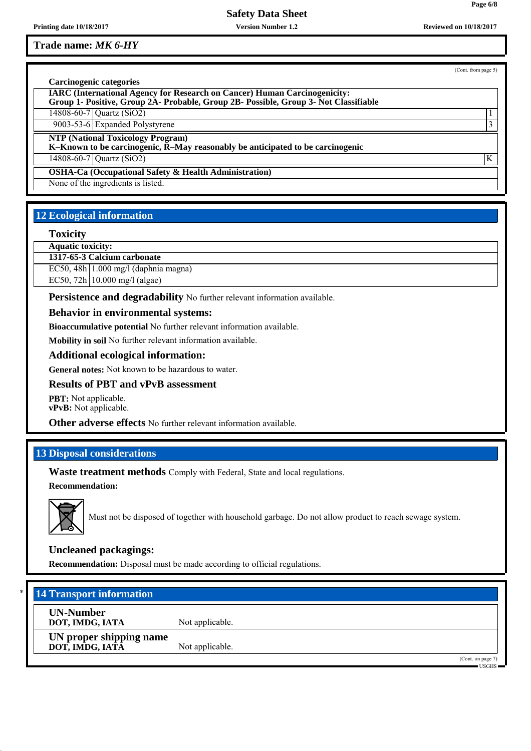Trade name: *MK 6-HY*

(Cont. from page 5)

**Carcinogenic categories**

| **IARC (International Agency for Research on Cancer) Human Carcinogenicity: Group 1- Positive, Group 2A- Probable, Group 2B- Possible, Group 3- Not Classifiable** | | |
|---|---|---|
| 14808-60-7 | Quartz ($SiO_2$) | 1 |
| 9003-53-6 | Expanded Polystyrene | 3 |

| **NTP (National Toxicology Program) K–Known to be carcinogenic, R–May reasonably be anticipated to be carcinogenic** | | |
|---|---|---|
| 14808-60-7 | Quartz ($SiO_2$) | K |

**OSHA-Ca (Occupational Safety & Health Administration)**

None of the ingredients is listed.

## 12 Ecological information

### Toxicity

| **Aquatic toxicity:** | |
|---|---|
| **1317-65-3 Calcium carbonate** | |
| EC50, 48h | 1.000 mg/l (daphnia magna) |
| EC50, 72h | 10.000 mg/l (algae) |

**Persistence and degradability** No further relevant information available.

**Behavior in environmental systems:**

**Bioaccumulative potential** No further relevant information available.

**Mobility in soil** No further relevant information available.

**Additional ecological information:**

**General notes:** Not known to be hazardous to water.

**Results of PBT and vPvB assessment**

**PBT:** Not applicable.
**vPvB:** Not applicable.

**Other adverse effects** No further relevant information available.

## 13 Disposal considerations

**Waste treatment methods** Comply with Federal, State and local regulations.

**Recommendation:**

Must not be disposed of together with household garbage. Do not allow product to reach sewage system.

**Uncleaned packagings:**

**Recommendation:** Disposal must be made according to official regulations.

## * 14 Transport information

| | |
|---|---|
| **UN-Number** **DOT, IMDG, IATA** | Not applicable. |
| **UN proper shipping name** **DOT, IMDG, IATA** | Not applicable. |

(Cont. on page 7)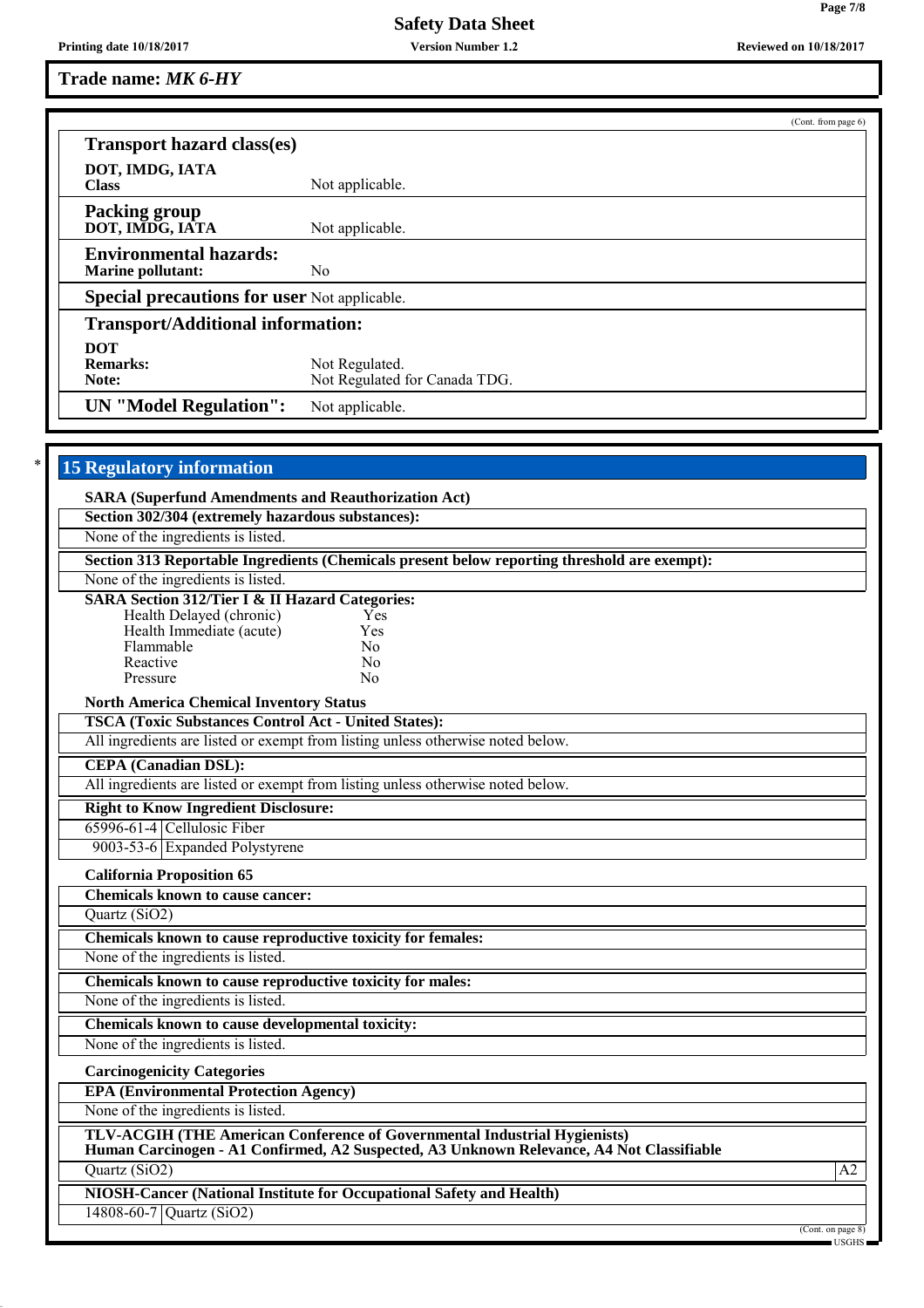**Trade name:** ***MK 6-HY***

(Cont. from page 6)

### Transport hazard class(es)

| | |
|---|---|
| **DOT, IMDG, IATA** | |
| **Class** | Not applicable. |
| **Packing group** | |
| **DOT, IMDG, IATA** | Not applicable. |
| **Environmental hazards:** | |
| **Marine pollutant:** | No |
| **Special precautions for user** | Not applicable. |

### Transport/Additional information:

| | |
|---|---|
| **DOT** | |
| **Remarks:** | Not Regulated. |
| **Note:** | Not Regulated for Canada TDG. |
| **UN "Model Regulation":** | Not applicable. |

## * 15 Regulatory information

**SARA (Superfund Amendments and Reauthorization Act)**

**Section 302/304 (extremely hazardous substances):**

None of the ingredients is listed.

**Section 313 Reportable Ingredients (Chemicals present below reporting threshold are exempt):**

None of the ingredients is listed.

**SARA Section 312/Tier I & II Hazard Categories:**

| | |
|---|---|
| Health Delayed (chronic) | Yes |
| Health Immediate (acute) | Yes |
| Flammable | No |
| Reactive | No |
| Pressure | No |

**North America Chemical Inventory Status**

**TSCA (Toxic Substances Control Act - United States):**

All ingredients are listed or exempt from listing unless otherwise noted below.

**CEPA (Canadian DSL):**

All ingredients are listed or exempt from listing unless otherwise noted below.

**Right to Know Ingredient Disclosure:**

| | |
|---|---|
| 65996-61-4 | Cellulosic Fiber |
| 9003-53-6 | Expanded Polystyrene |

**California Proposition 65**

**Chemicals known to cause cancer:**

Quartz ($SiO_2$)

**Chemicals known to cause reproductive toxicity for females:**

None of the ingredients is listed.

**Chemicals known to cause reproductive toxicity for males:**

None of the ingredients is listed.

**Chemicals known to cause developmental toxicity:**

None of the ingredients is listed.

**Carcinogenicity Categories**

**EPA (Environmental Protection Agency)**

None of the ingredients is listed.

**TLV-ACGIH (THE American Conference of Governmental Industrial Hygienists)**
**Human Carcinogen - A1 Confirmed, A2 Suspected, A3 Unknown Relevance, A4 Not Classifiable**

| | |
|---|---|
| Quartz ($SiO_2$) | A2 |

**NIOSH-Cancer (National Institute for Occupational Safety and Health)**

| | |
|---|---|
| 14808-60-7 | Quartz ($SiO_2$) |

(Cont. on page 8)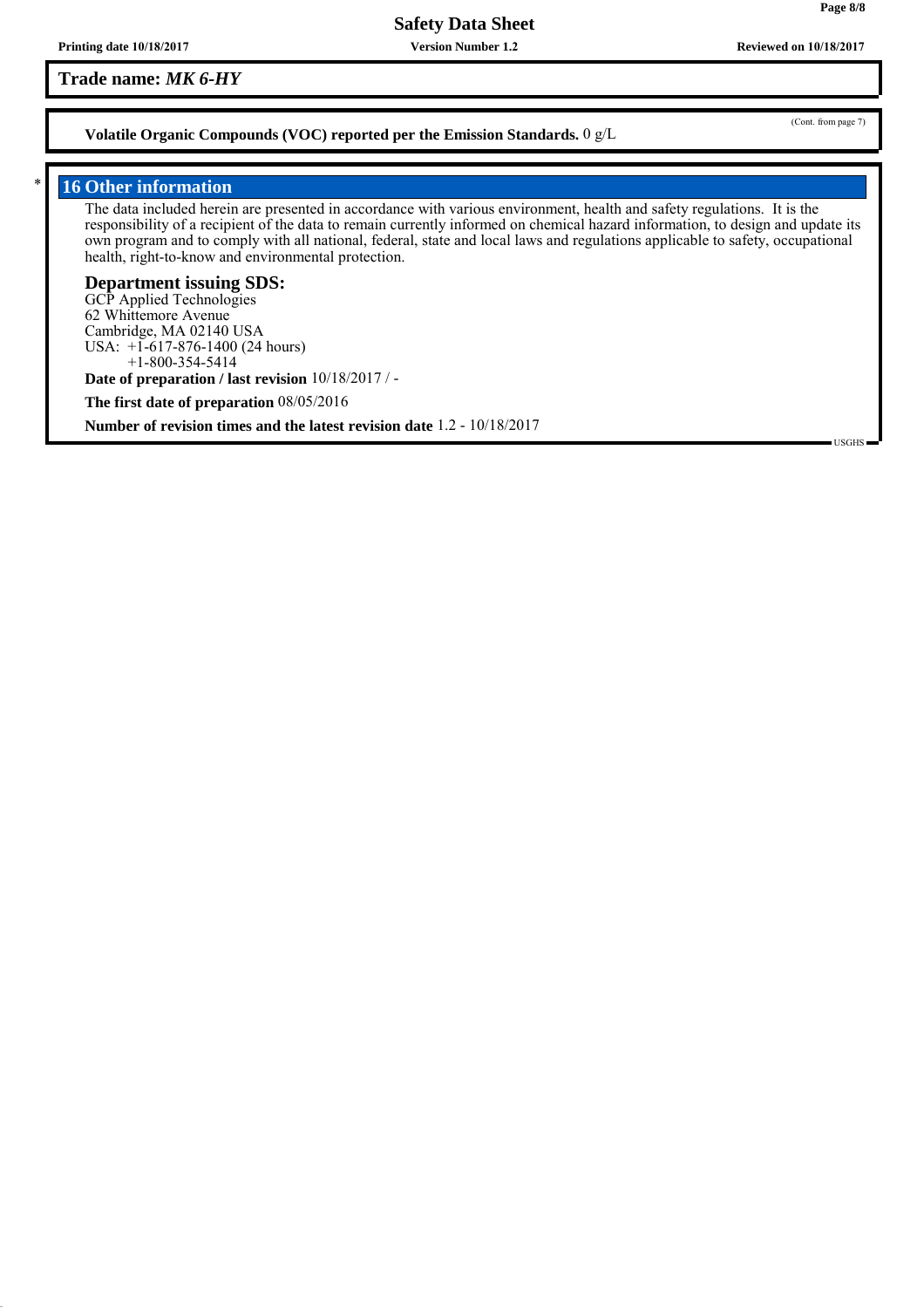**Trade name:** ***MK 6-HY***

(Cont. from page 7)

**Volatile Organic Compounds (VOC) reported per the Emission Standards.** 0 g/L

\* 

## 16 Other information

The data included herein are presented in accordance with various environment, health and safety regulations. It is the responsibility of a recipient of the data to remain currently informed on chemical hazard information, to design and update its own program and to comply with all national, federal, state and local laws and regulations applicable to safety, occupational health, right-to-know and environmental protection.

### Department issuing SDS:

GCP Applied Technologies
62 Whittemore Avenue
Cambridge, MA 02140 USA
USA: +1-617-876-1400 (24 hours)
+1-800-354-5414

**Date of preparation / last revision** 10/18/2017 / -

**The first date of preparation** 08/05/2016

**Number of revision times and the latest revision date** 1.2 - 10/18/2017

USGHS